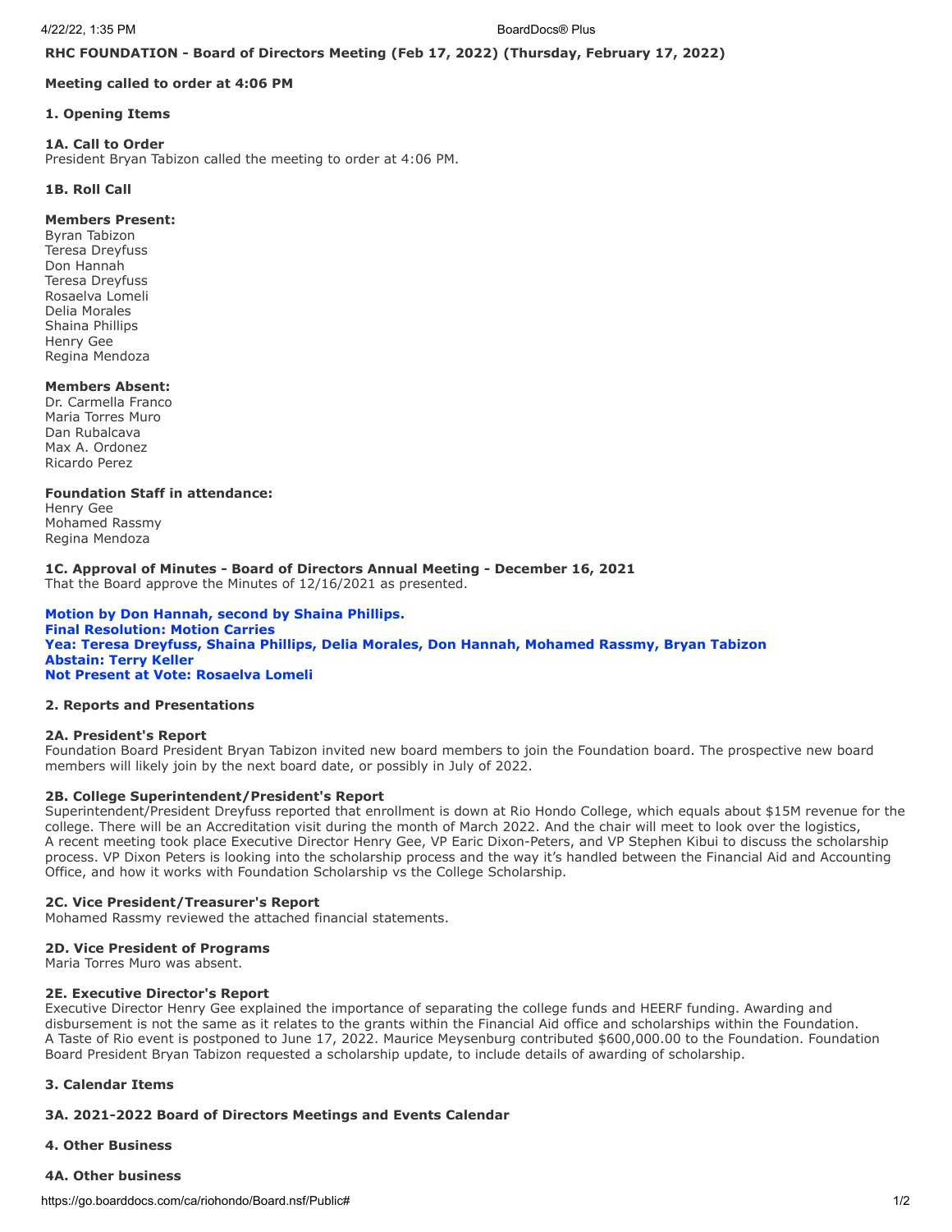**RHC FOUNDATION - Board of Directors Meeting (Feb 17, 2022) (Thursday, February 17, 2022)**

**Meeting called to order at 4:06 PM**

**1. Opening Items**

**1A. Call to Order**
President Bryan Tabizon called the meeting to order at 4:06 PM.

**1B. Roll Call**

**Members Present:**
Byran Tabizon
Teresa Dreyfuss
Don Hannah
Teresa Dreyfuss
Rosaelva Lomeli
Delia Morales
Shaina Phillips
Henry Gee
Regina Mendoza

**Members Absent:**
Dr. Carmella Franco
Maria Torres Muro
Dan Rubalcava
Max A. Ordonez
Ricardo Perez

**Foundation Staff in attendance:**
Henry Gee
Mohamed Rassmy
Regina Mendoza

**1C. Approval of Minutes - Board of Directors Annual Meeting - December 16, 2021**
That the Board approve the Minutes of 12/16/2021 as presented.

**Motion by Don Hannah, second by Shaina Phillips.**
**Final Resolution: Motion Carries**
**Yea: Teresa Dreyfuss, Shaina Phillips, Delia Morales, Don Hannah, Mohamed Rassmy, Bryan Tabizon**
**Abstain: Terry Keller**
**Not Present at Vote: Rosaelva Lomeli**

**2. Reports and Presentations**

**2A. President's Report**
Foundation Board President Bryan Tabizon invited new board members to join the Foundation board. The prospective new board members will likely join by the next board date, or possibly in July of 2022.

**2B. College Superintendent/President's Report**
Superintendent/President Dreyfuss reported that enrollment is down at Rio Hondo College, which equals about $15M revenue for the college. There will be an Accreditation visit during the month of March 2022. And the chair will meet to look over the logistics,
A recent meeting took place Executive Director Henry Gee, VP Earic Dixon-Peters, and VP Stephen Kibui to discuss the scholarship process. VP Dixon Peters is looking into the scholarship process and the way it's handled between the Financial Aid and Accounting Office, and how it works with Foundation Scholarship vs the College Scholarship.

**2C. Vice President/Treasurer's Report**
Mohamed Rassmy reviewed the attached financial statements.

**2D. Vice President of Programs**
Maria Torres Muro was absent.

**2E. Executive Director's Report**
Executive Director Henry Gee explained the importance of separating the college funds and HEERF funding. Awarding and disbursement is not the same as it relates to the grants within the Financial Aid office and scholarships within the Foundation.
A Taste of Rio event is postponed to June 17, 2022. Maurice Meysenburg contributed $600,000.00 to the Foundation. Foundation Board President Bryan Tabizon requested a scholarship update, to include details of awarding of scholarship.

**3. Calendar Items**

**3A. 2021-2022 Board of Directors Meetings and Events Calendar**

**4. Other Business**

**4A. Other business**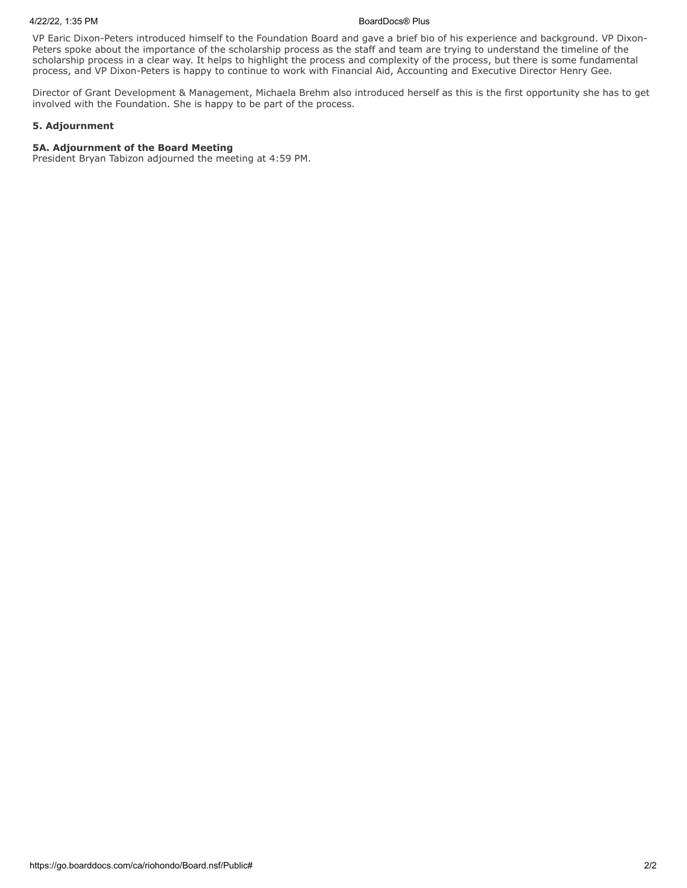VP Earic Dixon-Peters introduced himself to the Foundation Board and gave a brief bio of his experience and background. VP Dixon-Peters spoke about the importance of the scholarship process as the staff and team are trying to understand the timeline of the scholarship process in a clear way. It helps to highlight the process and complexity of the process, but there is some fundamental process, and VP Dixon-Peters is happy to continue to work with Financial Aid, Accounting and Executive Director Henry Gee.

Director of Grant Development & Management, Michaela Brehm also introduced herself as this is the first opportunity she has to get involved with the Foundation. She is happy to be part of the process.

**5. Adjournment**

**5A. Adjournment of the Board Meeting**
President Bryan Tabizon adjourned the meeting at 4:59 PM.